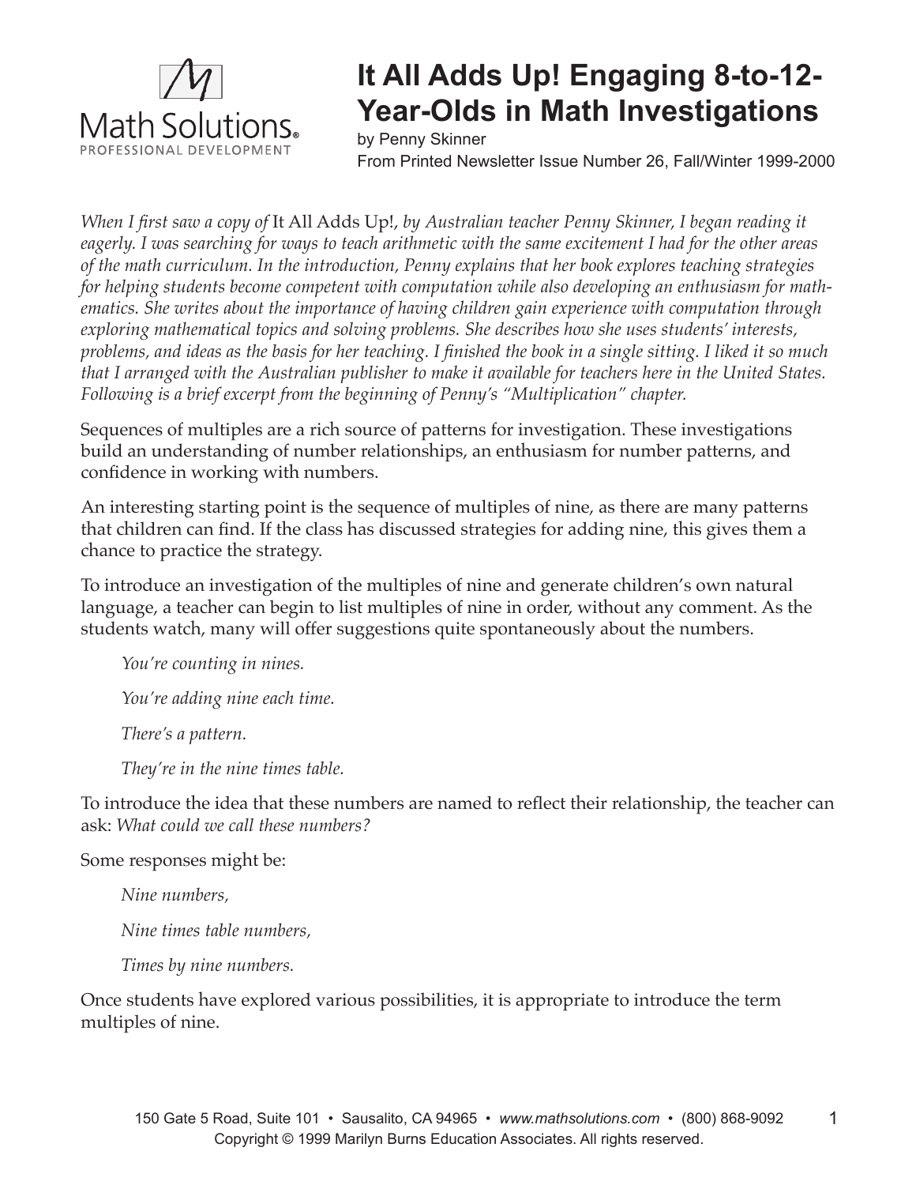# It All Adds Up! Engaging 8-to-12-Year-Olds in Math Investigations

by Penny Skinner

From Printed Newsletter Issue Number 26, Fall/Winter 1999-2000

*When I first saw a copy of* It All Adds Up!, *by Australian teacher Penny Skinner, I began reading it eagerly. I was searching for ways to teach arithmetic with the same excitement I had for the other areas of the math curriculum. In the introduction, Penny explains that her book explores teaching strategies for helping students become competent with computation while also developing an enthusiasm for mathematics. She writes about the importance of having children gain experience with computation through exploring mathematical topics and solving problems. She describes how she uses students' interests, problems, and ideas as the basis for her teaching. I finished the book in a single sitting. I liked it so much that I arranged with the Australian publisher to make it available for teachers here in the United States. Following is a brief excerpt from the beginning of Penny's "Multiplication" chapter.*

Sequences of multiples are a rich source of patterns for investigation. These investigations build an understanding of number relationships, an enthusiasm for number patterns, and confidence in working with numbers.

An interesting starting point is the sequence of multiples of nine, as there are many patterns that children can find. If the class has discussed strategies for adding nine, this gives them a chance to practice the strategy.

To introduce an investigation of the multiples of nine and generate children's own natural language, a teacher can begin to list multiples of nine in order, without any comment. As the students watch, many will offer suggestions quite spontaneously about the numbers.

> *You're counting in nines.*
>
> *You're adding nine each time.*
>
> *There's a pattern.*
>
> *They're in the nine times table.*

To introduce the idea that these numbers are named to reflect their relationship, the teacher can ask: *What could we call these numbers?*

Some responses might be:

> *Nine numbers,*
>
> *Nine times table numbers,*
>
> *Times by nine numbers.*

Once students have explored various possibilities, it is appropriate to introduce the term multiples of nine.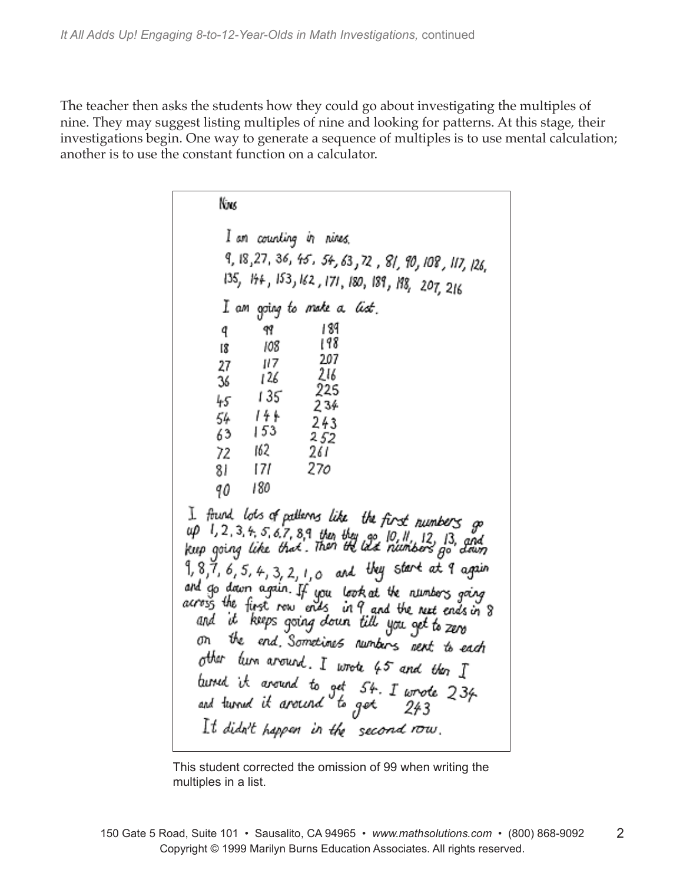The teacher then asks the students how they could go about investigating the multiples of nine. They may suggest listing multiples of nine and looking for patterns. At this stage, their investigations begin. One way to generate a sequence of multiples is to use mental calculation; another is to use the constant function on a calculator.

Nines

I am counting in nines.

9, 18, 27, 36, 45, 54, 63, 72, 81, 90, 108, 117, 126, 135, 144, 153, 162, 171, 180, 189, 198, 207, 216

I am going to make a list.

| | | |
|---|---|---|
| 9 | 99 | 189 |
| 18 | 108 | 198 |
| 27 | 117 | 207 |
| 36 | 126 | 216 |
| 45 | 135 | 225 |
| 54 | 144 | 234 |
| 63 | 153 | 243 |
| 72 | 162 | 252 |
| 81 | 171 | 261 |
| 90 | 180 | 270 |

I found lots of patterns like the first numbers go up 1, 2, 3, 4, 5, 6, 7, 8, 9 then they go 10, 11, 12, 13, and keep going like that. Then the last numbers go down 9, 8, 7, 6, 5, 4, 3, 2, 1, 0 and they start at 9 again and go down again. If you look at the numbers going across the first row ends in 9 and the next ends in 8 and it keeps going down till you get to zero on the end. Sometimes numbers next to each other turn around. I wrote 45 and then I turned it around to get 54. I wrote 234 and turned it around to get 243

It didn't happen in the second row.

This student corrected the omission of 99 when writing the multiples in a list.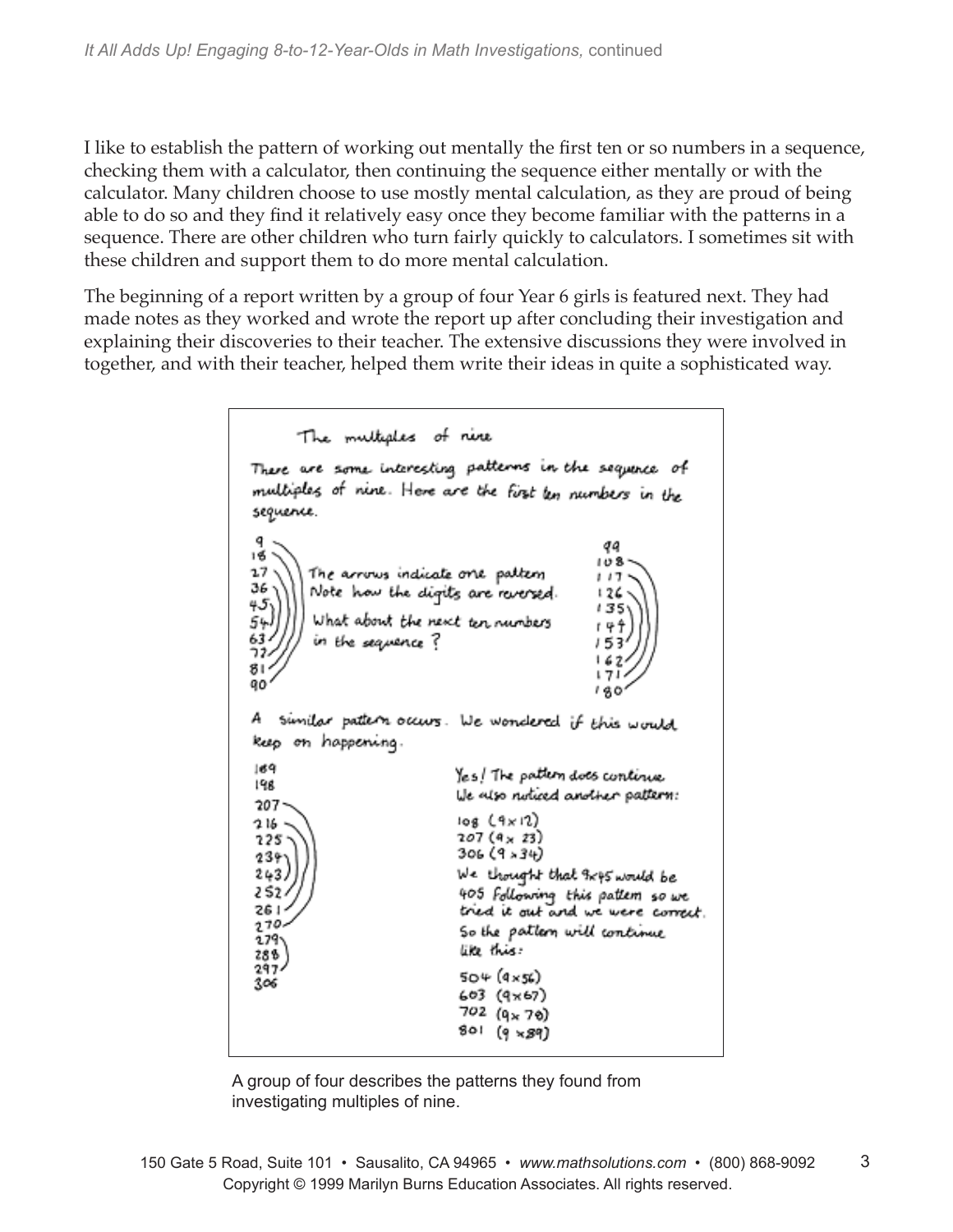I like to establish the pattern of working out mentally the first ten or so numbers in a sequence, checking them with a calculator, then continuing the sequence either mentally or with the calculator. Many children choose to use mostly mental calculation, as they are proud of being able to do so and they find it relatively easy once they become familiar with the patterns in a sequence. There are other children who turn fairly quickly to calculators. I sometimes sit with these children and support them to do more mental calculation.

The beginning of a report written by a group of four Year 6 girls is featured next. They had made notes as they worked and wrote the report up after concluding their investigation and explaining their discoveries to their teacher. The extensive discussions they were involved in together, and with their teacher, helped them write their ideas in quite a sophisticated way.

The multiples of nine

There are some interesting patterns in the sequence of multiples of nine. Here are the first ten numbers in the sequence.

9
18
27
36
45
54
63
72
81
90

The arrows indicate one pattern. Note how the digits are reversed. What about the next ten numbers in the sequence?

99
108
117
126
135
144
153
162
171
180

A similar pattern occurs. We wondered if this would keep on happening.

189
198
207
216
225
234
243
252
261
270
279
288
297
306

Yes! The pattern does continue. We also noticed another pattern:

108 (9×12)
207 (9×23)
306 (9×34)

We thought that 9×45 would be 405 following this pattern so we tried it out and we were correct. So the pattern will continue like this:

504 (9×56)
603 (9×67)
702 (9×78)
801 (9×89)

A group of four describes the patterns they found from investigating multiples of nine.